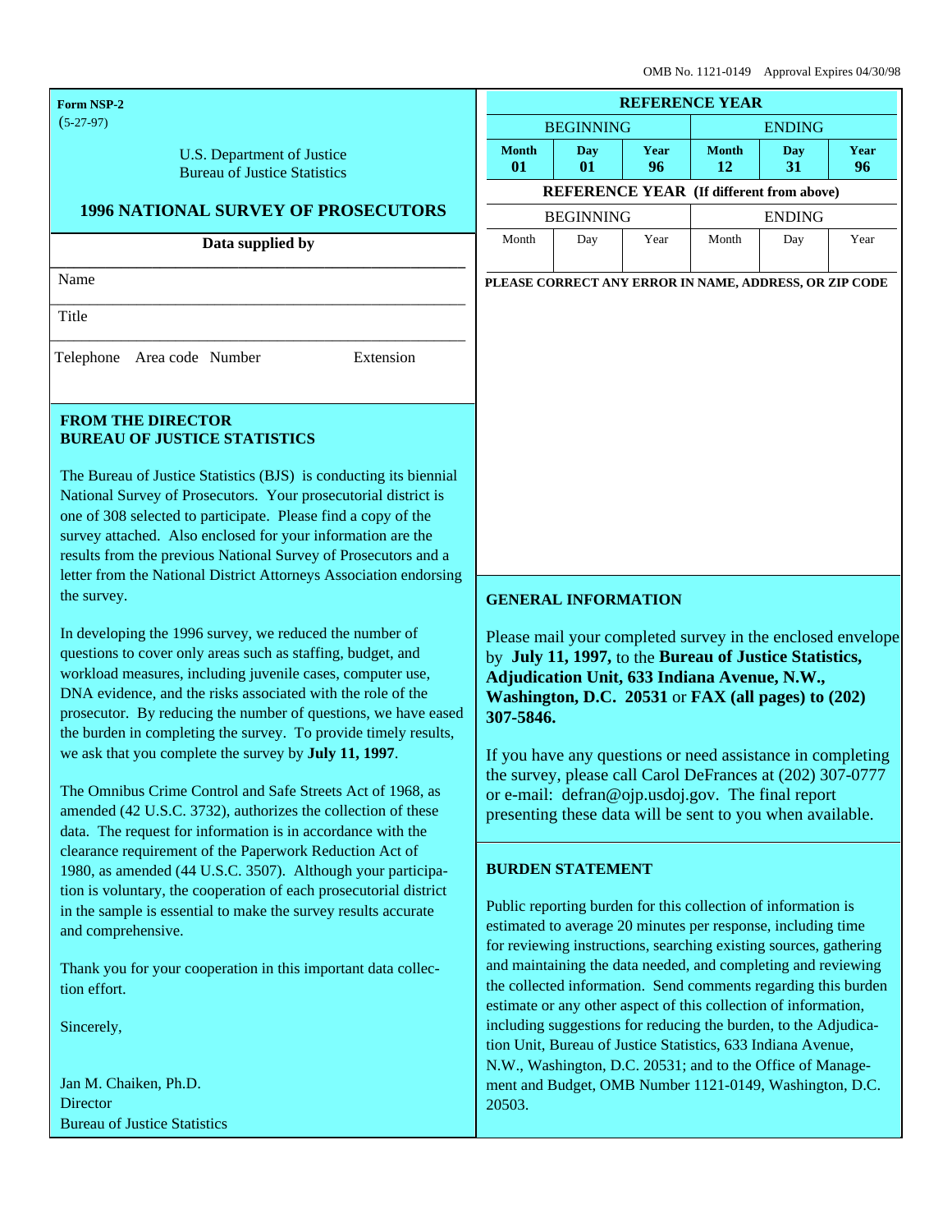OMB No. 1121-0149 Approval Expires 04/30/98

**Form NSP-2**
(5-27-97)

U.S. Department of Justice
Bureau of Justice Statistics

## 1996 NATIONAL SURVEY OF PROSECUTORS

**Data supplied by**

Name

Title

Telephone Area code Number Extension

| REFERENCE YEAR | | | | | |
|---|---|---|---|---|---|
| BEGINNING | | | ENDING | | |
| **Month** | **Day** | **Year** | **Month** | **Day** | **Year** |
| **01** | **01** | **96** | **12** | **31** | **96** |
| **REFERENCE YEAR (If different from above)** | | | | | |
| BEGINNING | | | ENDING | | |
| Month | Day | Year | Month | Day | Year |
| | | | | | |

**PLEASE CORRECT ANY ERROR IN NAME, ADDRESS, OR ZIP CODE**

### FROM THE DIRECTOR BUREAU OF JUSTICE STATISTICS

The Bureau of Justice Statistics (BJS) is conducting its biennial National Survey of Prosecutors. Your prosecutorial district is one of 308 selected to participate. Please find a copy of the survey attached. Also enclosed for your information are the results from the previous National Survey of Prosecutors and a letter from the National District Attorneys Association endorsing the survey.

In developing the 1996 survey, we reduced the number of questions to cover only areas such as staffing, budget, and workload measures, including juvenile cases, computer use, DNA evidence, and the risks associated with the role of the prosecutor. By reducing the number of questions, we have eased the burden in completing the survey. To provide timely results, we ask that you complete the survey by **July 11, 1997**.

The Omnibus Crime Control and Safe Streets Act of 1968, as amended (42 U.S.C. 3732), authorizes the collection of these data. The request for information is in accordance with the clearance requirement of the Paperwork Reduction Act of 1980, as amended (44 U.S.C. 3507). Although your participation is voluntary, the cooperation of each prosecutorial district in the sample is essential to make the survey results accurate and comprehensive.

Thank you for your cooperation in this important data collection effort.

Sincerely,

Jan M. Chaiken, Ph.D.
Director
Bureau of Justice Statistics

### GENERAL INFORMATION

Please mail your completed survey in the enclosed envelope by **July 11, 1997,** to the **Bureau of Justice Statistics, Adjudication Unit, 633 Indiana Avenue, N.W., Washington, D.C. 20531** or **FAX (all pages) to (202) 307-5846.**

If you have any questions or need assistance in completing the survey, please call Carol DeFrances at (202) 307-0777 or e-mail: defran@ojp.usdoj.gov. The final report presenting these data will be sent to you when available.

### BURDEN STATEMENT

Public reporting burden for this collection of information is estimated to average 20 minutes per response, including time for reviewing instructions, searching existing sources, gathering and maintaining the data needed, and completing and reviewing the collected information. Send comments regarding this burden estimate or any other aspect of this collection of information, including suggestions for reducing the burden, to the Adjudication Unit, Bureau of Justice Statistics, 633 Indiana Avenue, N.W., Washington, D.C. 20531; and to the Office of Management and Budget, OMB Number 1121-0149, Washington, D.C. 20503.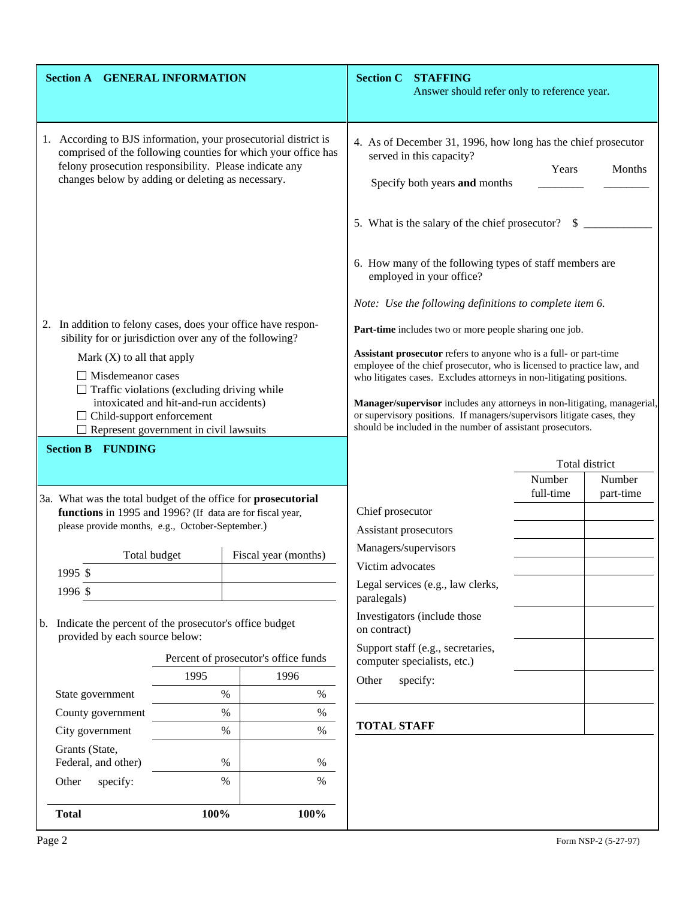## Section A GENERAL INFORMATION

1. According to BJS information, your prosecutorial district is comprised of the following counties for which your office has felony prosecution responsibility. Please indicate any changes below by adding or deleting as necessary.

2. In addition to felony cases, does your office have responsibility for or jurisdiction over any of the following?

   Mark (X) to all that apply

   - ☐ Misdemeanor cases
   - ☐ Traffic violations (excluding driving while intoxicated and hit-and-run accidents)
   - ☐ Child-support enforcement
   - ☐ Represent government in civil lawsuits

## Section B FUNDING

3a. What was the total budget of the office for **prosecutorial functions** in 1995 and 1996? (If data are for fiscal year, please provide months, e.g., October-September.)

| | Total budget | Fiscal year (months) |
|---|---|---|
| 1995 | $ | |
| 1996 | $ | |

b. Indicate the percent of the prosecutor's office budget provided by each source below:

| | Percent of prosecutor's office funds | |
|---|---|---|
| | 1995 | 1996 |
| State government | % | % |
| County government | % | % |
| City government | % | % |
| Grants (State, Federal, and other) | % | % |
| Other specify: | % | % |
| **Total** | **100%** | **100%** |

## Section C STAFFING

Answer should refer only to reference year.

4. As of December 31, 1996, how long has the chief prosecutor served in this capacity?

   Specify both years **and** months ________ Years ________ Months

5. What is the salary of the chief prosecutor? $ ____________

6. How many of the following types of staff members are employed in your office?

*Note: Use the following definitions to complete item 6.*

**Part-time** includes two or more people sharing one job.

**Assistant prosecutor** refers to anyone who is a full- or part-time employee of the chief prosecutor, who is licensed to practice law, and who litigates cases. Excludes attorneys in non-litigating positions.

**Manager/supervisor** includes any attorneys in non-litigating, managerial, or supervisory positions. If managers/supervisors litigate cases, they should be included in the number of assistant prosecutors.

| | Total district | |
|---|---|---|
| | Number full-time | Number part-time |
| Chief prosecutor | | |
| Assistant prosecutors | | |
| Managers/supervisors | | |
| Victim advocates | | |
| Legal services (e.g., law clerks, paralegals) | | |
| Investigators (include those on contract) | | |
| Support staff (e.g., secretaries, computer specialists, etc.) | | |
| Other specify: | | |
| **TOTAL STAFF** | | |

Form NSP-2 (5-27-97)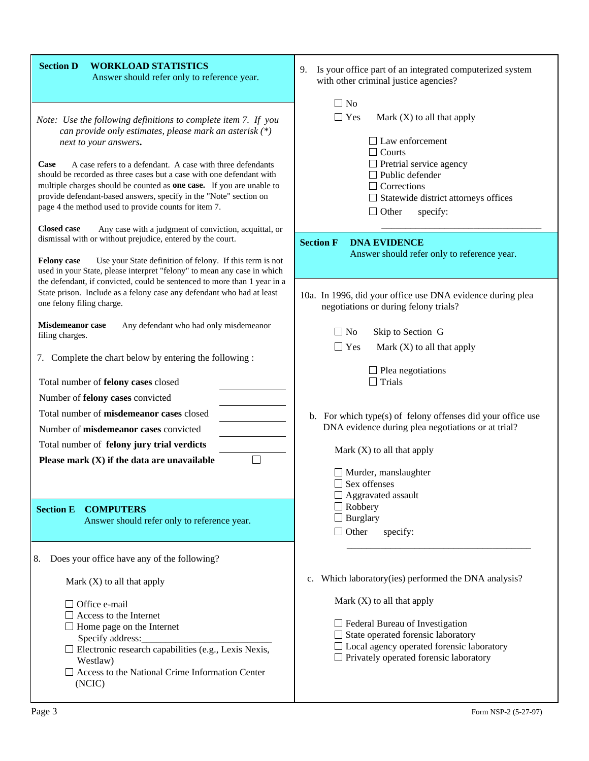## Section D WORKLOAD STATISTICS

Answer should refer only to reference year.

*Note: Use the following definitions to complete item 7. If you can provide only estimates, please mark an asterisk (*) next to your answers.*

**Case** A case refers to a defendant. A case with three defendants should be recorded as three cases but a case with one defendant with multiple charges should be counted as **one case.** If you are unable to provide defendant-based answers, specify in the "Note" section on page 4 the method used to provide counts for item 7.

**Closed case** Any case with a judgment of conviction, acquittal, or dismissal with or without prejudice, entered by the court.

**Felony case** Use your State definition of felony. If this term is not used in your State, please interpret "felony" to mean any case in which the defendant, if convicted, could be sentenced to more than 1 year in a State prison. Include as a felony case any defendant who had at least one felony filing charge.

**Misdemeanor case** Any defendant who had only misdemeanor filing charges.

7. Complete the chart below by entering the following :

| | |
|---|---|
| Total number of **felony cases** closed | ______ |
| Number of **felony cases** convicted | ______ |
| Total number of **misdemeanor cases** closed | ______ |
| Number of **misdemeanor cases** convicted | ______ |
| Total number of **felony jury trial verdicts** | ______ |
| **Please mark (X) if the data are unavailable** | ☐ |

## Section E COMPUTERS

Answer should refer only to reference year.

8. Does your office have any of the following?

Mark (X) to all that apply

- ☐ Office e-mail
- ☐ Access to the Internet
- ☐ Home page on the Internet
  Specify address:____________________
- ☐ Electronic research capabilities (e.g., Lexis Nexis, Westlaw)
- ☐ Access to the National Crime Information Center (NCIC)

9. Is your office part of an integrated computerized system with other criminal justice agencies?

- ☐ No
- ☐ Yes Mark (X) to all that apply
  - ☐ Law enforcement
  - ☐ Courts
  - ☐ Pretrial service agency
  - ☐ Public defender
  - ☐ Corrections
  - ☐ Statewide district attorneys offices
  - ☐ Other specify:

  ______________________________

## Section F DNA EVIDENCE

Answer should refer only to reference year.

10a. In 1996, did your office use DNA evidence during plea negotiations or during felony trials?

- ☐ No Skip to Section G
- ☐ Yes Mark (X) to all that apply
  - ☐ Plea negotiations
  - ☐ Trials

b. For which type(s) of felony offenses did your office use DNA evidence during plea negotiations or at trial?

Mark (X) to all that apply

- ☐ Murder, manslaughter
- ☐ Sex offenses
- ☐ Aggravated assault
- ☐ Robbery
- ☐ Burglary
- ☐ Other specify:

______________________________

c. Which laboratory(ies) performed the DNA analysis?

Mark (X) to all that apply

- ☐ Federal Bureau of Investigation
- ☐ State operated forensic laboratory
- ☐ Local agency operated forensic laboratory
- ☐ Privately operated forensic laboratory

Form NSP-2 (5-27-97)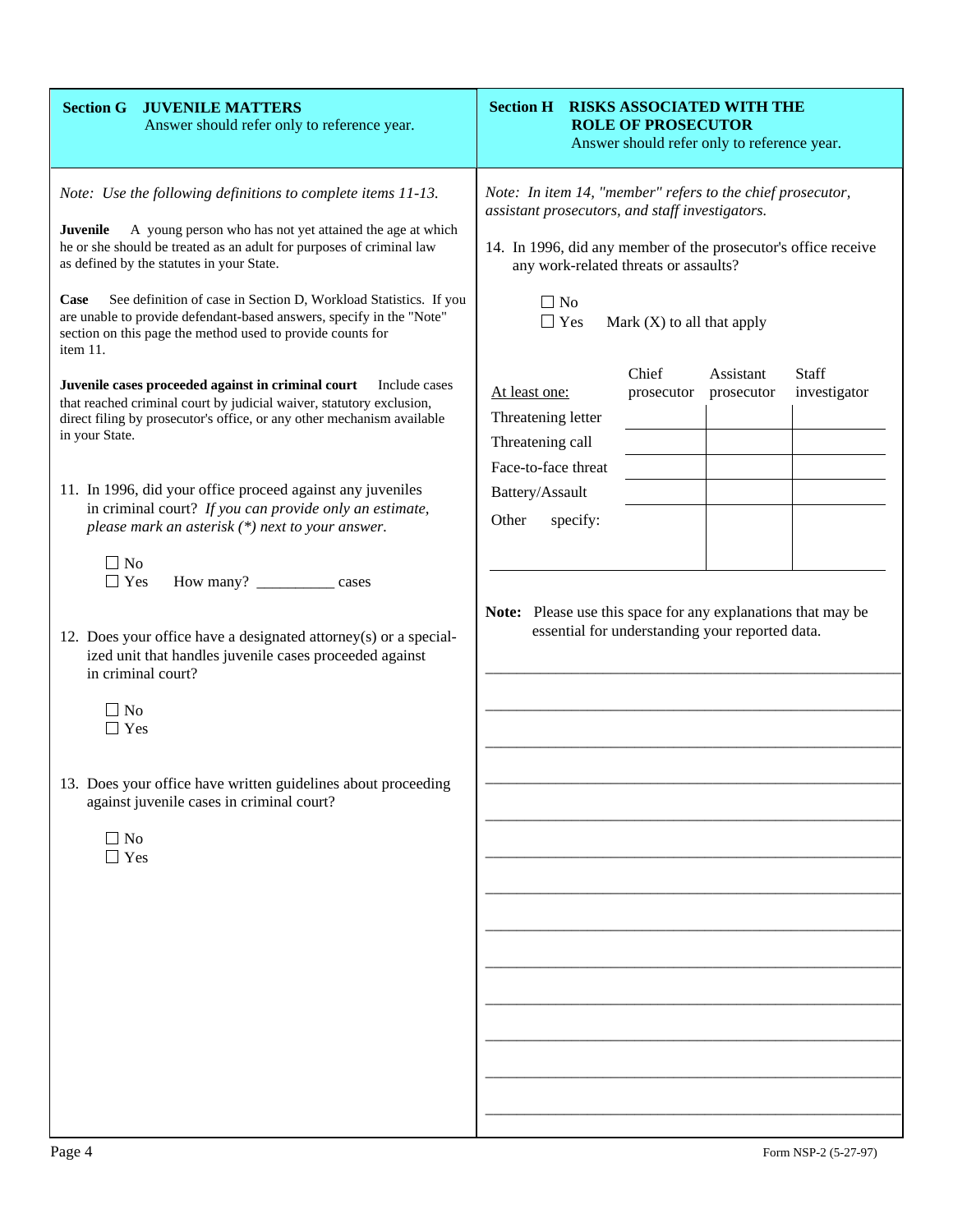## Section G JUVENILE MATTERS

Answer should refer only to reference year.

*Note: Use the following definitions to complete items 11-13.*

**Juvenile** A young person who has not yet attained the age at which he or she should be treated as an adult for purposes of criminal law as defined by the statutes in your State.

**Case** See definition of case in Section D, Workload Statistics. If you are unable to provide defendant-based answers, specify in the "Note" section on this page the method used to provide counts for item 11.

**Juvenile cases proceeded against in criminal court** Include cases that reached criminal court by judicial waiver, statutory exclusion, direct filing by prosecutor's office, or any other mechanism available in your State.

11. In 1996, did your office proceed against any juveniles in criminal court? *If you can provide only an estimate, please mark an asterisk (*) next to your answer.*

    ☐ No
    ☐ Yes How many? __________ cases

12. Does your office have a designated attorney(s) or a specialized unit that handles juvenile cases proceeded against in criminal court?

    ☐ No
    ☐ Yes

13. Does your office have written guidelines about proceeding against juvenile cases in criminal court?

    ☐ No
    ☐ Yes

## Section H RISKS ASSOCIATED WITH THE ROLE OF PROSECUTOR

Answer should refer only to reference year.

*Note: In item 14, "member" refers to the chief prosecutor, assistant prosecutors, and staff investigators.*

14. In 1996, did any member of the prosecutor's office receive any work-related threats or assaults?

    ☐ No
    ☐ Yes Mark (X) to all that apply

| At least one: | Chief prosecutor | Assistant prosecutor | Staff investigator |
|---|---|---|---|
| Threatening letter | | | |
| Threatening call | | | |
| Face-to-face threat | | | |
| Battery/Assault | | | |
| Other specify: | | | |

**Note:** Please use this space for any explanations that may be essential for understanding your reported data.

______________________________________________________

______________________________________________________

______________________________________________________

______________________________________________________

______________________________________________________

______________________________________________________

______________________________________________________

______________________________________________________

______________________________________________________

______________________________________________________

______________________________________________________

______________________________________________________

______________________________________________________

Form NSP-2 (5-27-97)